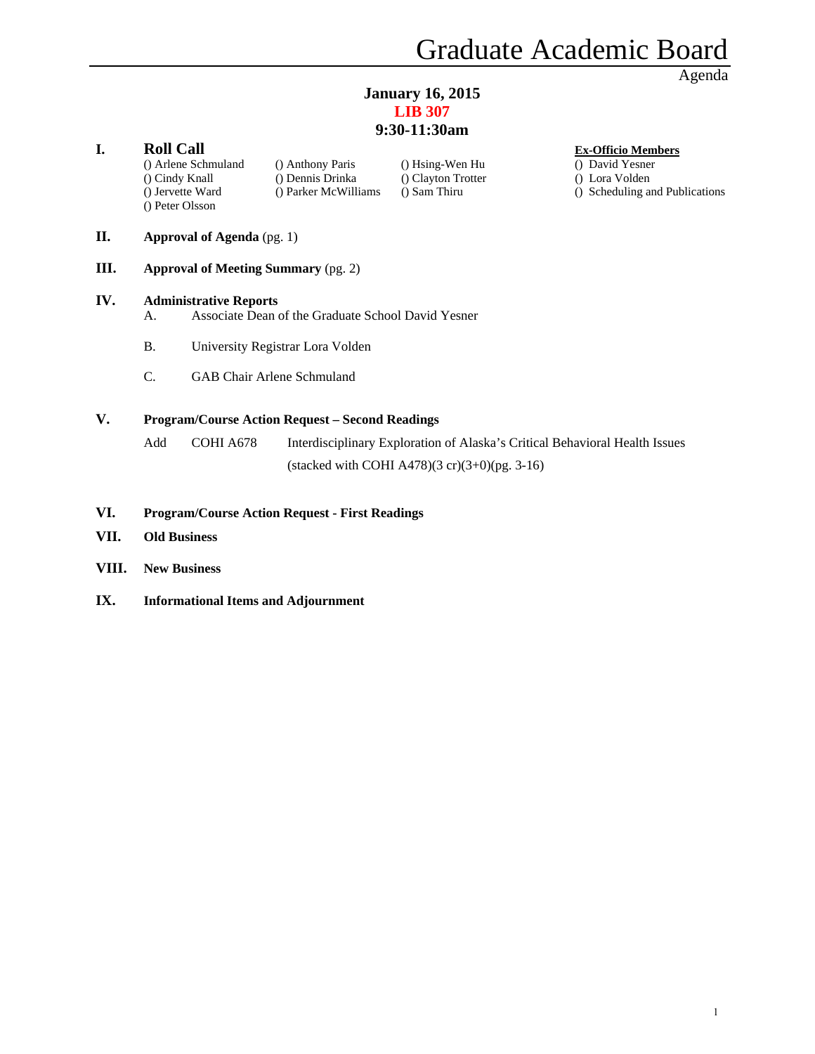# Graduate Academic Board

Agenda

**January 16, 2015**
**LIB 307**
**9:30-11:30am**

## I. Roll Call

() Arlene Schmuland
() Cindy Knall
() Jervette Ward
() Peter Olsson
() Anthony Paris
() Dennis Drinka
() Parker McWilliams
() Hsing-Wen Hu
() Clayton Trotter
() Sam Thiru

**Ex-Officio Members**
() David Yesner
() Lora Volden
() Scheduling and Publications

## II. Approval of Agenda (pg. 1)

## III. Approval of Meeting Summary (pg. 2)

## IV. Administrative Reports

A. Associate Dean of the Graduate School David Yesner

B. University Registrar Lora Volden

C. GAB Chair Arlene Schmuland

## V. Program/Course Action Request – Second Readings

Add COHI A678 Interdisciplinary Exploration of Alaska's Critical Behavioral Health Issues (stacked with COHI A478)(3 cr)(3+0)(pg. 3-16)

## VI. Program/Course Action Request - First Readings

## VII. Old Business

## VIII. New Business

## IX. Informational Items and Adjournment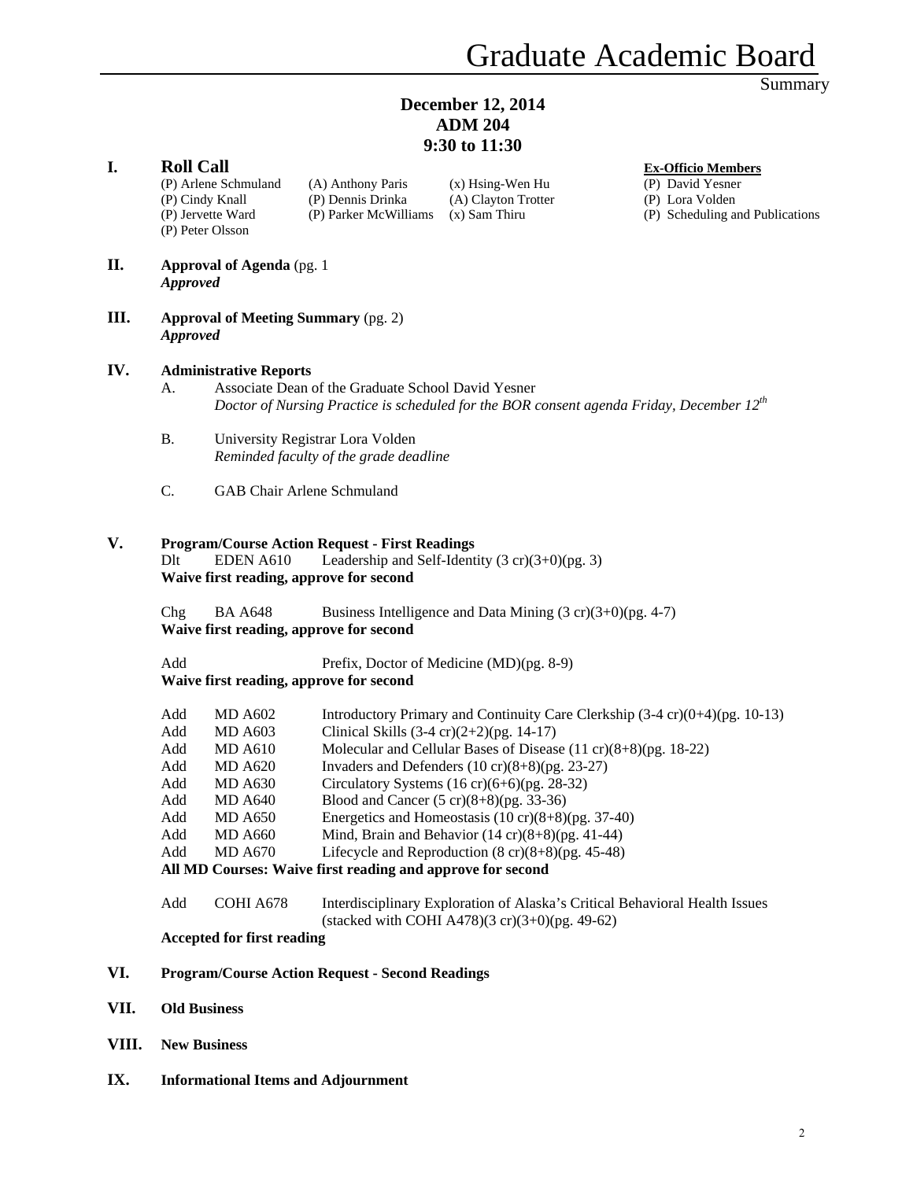# Graduate Academic Board

Summary

**December 12, 2014**
**ADM 204**
**9:30 to 11:30**

## I. Roll Call

(P) Arlene Schmuland
(P) Cindy Knall
(P) Jervette Ward
(P) Peter Olsson
(A) Anthony Paris
(P) Dennis Drinka
(P) Parker McWilliams
(x) Hsing-Wen Hu
(A) Clayton Trotter
(x) Sam Thiru

**Ex-Officio Members**
(P) David Yesner
(P) Lora Volden
(P) Scheduling and Publications

## II. Approval of Agenda (pg. 1

***Approved***

## III. Approval of Meeting Summary (pg. 2)

***Approved***

## IV. Administrative Reports

A. Associate Dean of the Graduate School David Yesner
*Doctor of Nursing Practice is scheduled for the BOR consent agenda Friday, December 12th*

B. University Registrar Lora Volden
*Reminded faculty of the grade deadline*

C. GAB Chair Arlene Schmuland

## V. Program/Course Action Request - First Readings

Dlt EDEN A610 Leadership and Self-Identity (3 cr)(3+0)(pg. 3)
**Waive first reading, approve for second**

Chg BA A648 Business Intelligence and Data Mining (3 cr)(3+0)(pg. 4-7)
**Waive first reading, approve for second**

Add Prefix, Doctor of Medicine (MD)(pg. 8-9)
**Waive first reading, approve for second**

| | | |
|---|---|---|
| Add | MD A602 | Introductory Primary and Continuity Care Clerkship (3-4 cr)(0+4)(pg. 10-13) |
| Add | MD A603 | Clinical Skills (3-4 cr)(2+2)(pg. 14-17) |
| Add | MD A610 | Molecular and Cellular Bases of Disease (11 cr)(8+8)(pg. 18-22) |
| Add | MD A620 | Invaders and Defenders (10 cr)(8+8)(pg. 23-27) |
| Add | MD A630 | Circulatory Systems (16 cr)(6+6)(pg. 28-32) |
| Add | MD A640 | Blood and Cancer (5 cr)(8+8)(pg. 33-36) |
| Add | MD A650 | Energetics and Homeostasis (10 cr)(8+8)(pg. 37-40) |
| Add | MD A660 | Mind, Brain and Behavior (14 cr)(8+8)(pg. 41-44) |
| Add | MD A670 | Lifecycle and Reproduction (8 cr)(8+8)(pg. 45-48) |

**All MD Courses: Waive first reading and approve for second**

Add COHI A678 Interdisciplinary Exploration of Alaska's Critical Behavioral Health Issues (stacked with COHI A478)(3 cr)(3+0)(pg. 49-62)
**Accepted for first reading**

## VI. Program/Course Action Request - Second Readings

## VII. Old Business

## VIII. New Business

## IX. Informational Items and Adjournment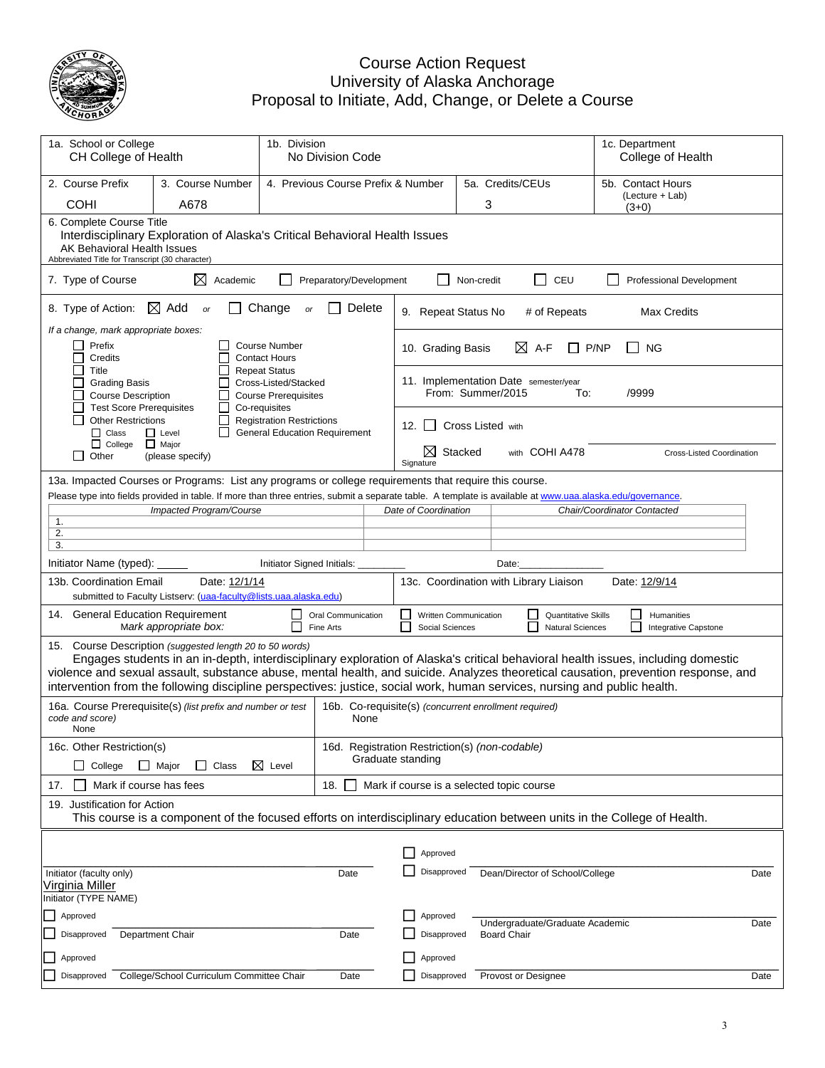# Course Action Request
## University of Alaska Anchorage
## Proposal to Initiate, Add, Change, or Delete a Course

| 1a. School or College | 1b. Division | 1c. Department |
|---|---|---|
| CH College of Health | No Division Code | College of Health |

| 2. Course Prefix | 3. Course Number | 4. Previous Course Prefix & Number | 5a. Credits/CEUs | 5b. Contact Hours (Lecture + Lab) |
|---|---|---|---|---|
| COHI | A678 | | 3 | (3+0) |

**6. Complete Course Title**
Interdisciplinary Exploration of Alaska's Critical Behavioral Health Issues
AK Behavioral Health Issues
Abbreviated Title for Transcript (30 character)

**7. Type of Course** ☒ Academic ☐ Preparatory/Development ☐ Non-credit ☐ CEU ☐ Professional Development

**8. Type of Action:** ☒ Add *or* ☐ Change *or* ☐ Delete

*If a change, mark appropriate boxes:*
☐ Prefix ☐ Course Number
☐ Credits ☐ Contact Hours
☐ Title ☐ Repeat Status
☐ Grading Basis ☐ Cross-Listed/Stacked
☐ Course Description ☐ Course Prerequisites
☐ Test Score Prerequisites ☐ Co-requisites
☐ Other Restrictions ☐ Registration Restrictions
☐ Class ☐ Level ☐ General Education Requirement
☐ College ☐ Major
☐ Other (please specify)

**9. Repeat Status** No # of Repeats Max Credits

**10. Grading Basis** ☒ A-F ☐ P/NP ☐ NG

**11. Implementation Date** semester/year
From: Summer/2015 To: /9999

**12.** ☐ Cross Listed with
☒ Stacked with COHI A478
Signature Cross-Listed Coordination

**13a. Impacted Courses or Programs:** List any programs or college requirements that require this course.
Please type into fields provided in table. If more than three entries, submit a separate table. A template is available at www.uaa.alaska.edu/governance.

| *Impacted Program/Course* | *Date of Coordination* | *Chair/Coordinator Contacted* |
|---|---|---|
| 1. | | |
| 2. | | |
| 3. | | |

Initiator Name (typed): _____ Initiator Signed Initials: ________ Date:______________

**13b. Coordination Email** Date: 12/1/14
submitted to Faculty Listserv: (uaa-faculty@lists.uaa.alaska.edu)

**13c. Coordination with Library Liaison** Date: 12/9/14

**14. General Education Requirement**
*Mark appropriate box:*
☐ Oral Communication ☐ Written Communication ☐ Quantitative Skills ☐ Humanities
☐ Fine Arts ☐ Social Sciences ☐ Natural Sciences ☐ Integrative Capstone

**15. Course Description** *(suggested length 20 to 50 words)*
Engages students in an in-depth, interdisciplinary exploration of Alaska's critical behavioral health issues, including domestic violence and sexual assault, substance abuse, mental health, and suicide. Analyzes theoretical causation, prevention response, and intervention from the following discipline perspectives: justice, social work, human services, nursing and public health.

**16a. Course Prerequisite(s)** *(list prefix and number or test code and score)*
None

**16b. Co-requisite(s)** *(concurrent enrollment required)*
None

**16c. Other Restriction(s)**
☐ College ☐ Major ☐ Class ☒ Level

**16d. Registration Restriction(s)** *(non-codable)*
Graduate standing

**17.** ☐ Mark if course has fees

**18.** ☐ Mark if course is a selected topic course

**19. Justification for Action**
This course is a component of the focused efforts on interdisciplinary education between units in the College of Health.

| | | | |
|---|---|---|---|
| Initiator (faculty only) | Date | ☐ Approved ☐ Disapproved Dean/Director of School/College | Date |
| Virginia Miller<br>Initiator (TYPE NAME) | | | |
| ☐ Approved ☐ Disapproved Department Chair | Date | ☐ Approved ☐ Disapproved Undergraduate/Graduate Academic Board Chair | Date |
| ☐ Approved ☐ Disapproved College/School Curriculum Committee Chair | Date | ☐ Approved ☐ Disapproved Provost or Designee | Date |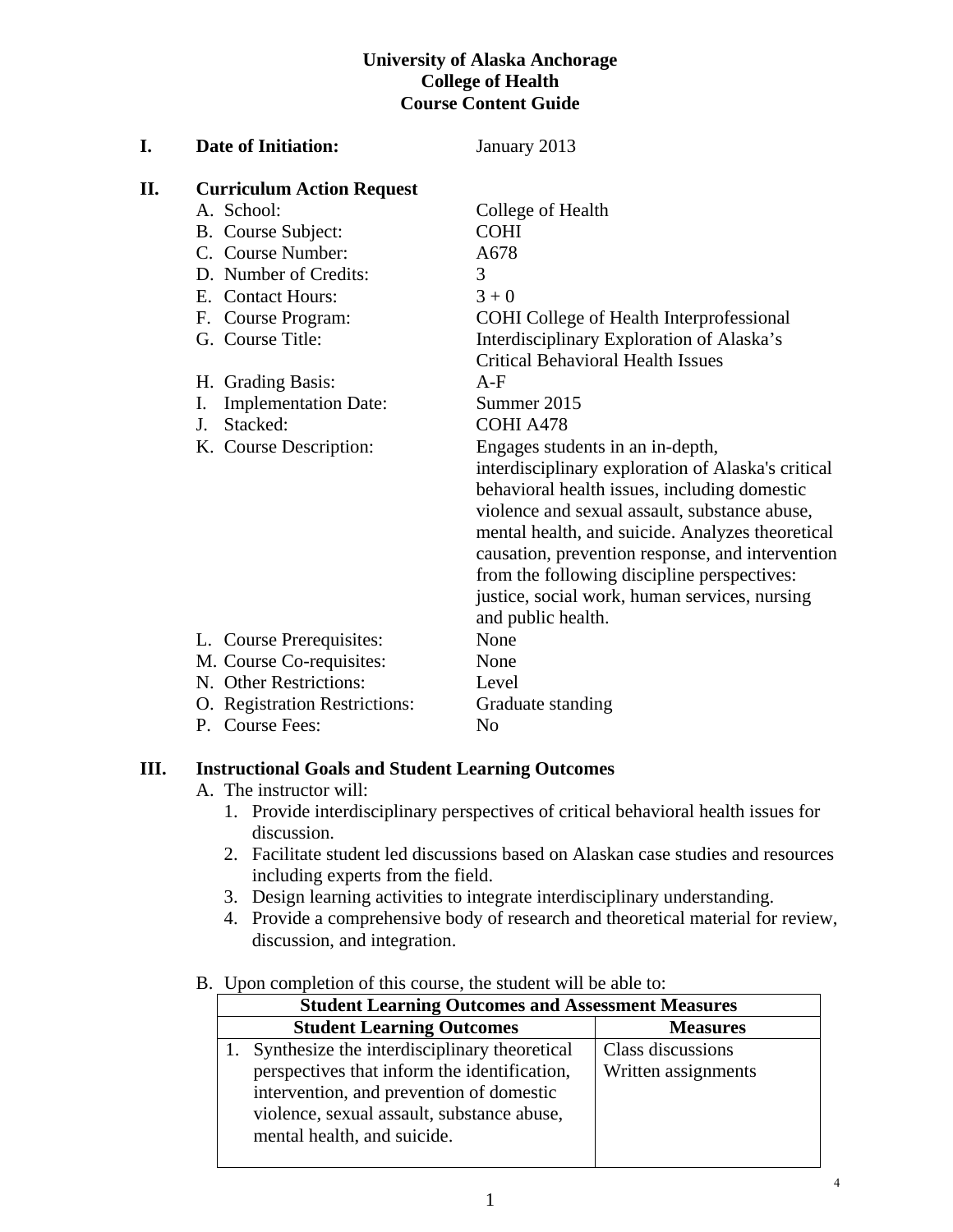**University of Alaska Anchorage**
**College of Health**
**Course Content Guide**

**I. Date of Initiation:** January 2013

**II. Curriculum Action Request**

A. School: College of Health
B. Course Subject: COHI
C. Course Number: A678
D. Number of Credits: 3
E. Contact Hours: 3 + 0
F. Course Program: COHI College of Health Interprofessional
G. Course Title: Interdisciplinary Exploration of Alaska's Critical Behavioral Health Issues
H. Grading Basis: A-F
I. Implementation Date: Summer 2015
J. Stacked: COHI A478
K. Course Description: Engages students in an in-depth, interdisciplinary exploration of Alaska's critical behavioral health issues, including domestic violence and sexual assault, substance abuse, mental health, and suicide. Analyzes theoretical causation, prevention response, and intervention from the following discipline perspectives: justice, social work, human services, nursing and public health.
L. Course Prerequisites: None
M. Course Co-requisites: None
N. Other Restrictions: Level
O. Registration Restrictions: Graduate standing
P. Course Fees: No

**III. Instructional Goals and Student Learning Outcomes**

A. The instructor will:
1. Provide interdisciplinary perspectives of critical behavioral health issues for discussion.
2. Facilitate student led discussions based on Alaskan case studies and resources including experts from the field.
3. Design learning activities to integrate interdisciplinary understanding.
4. Provide a comprehensive body of research and theoretical material for review, discussion, and integration.

B. Upon completion of this course, the student will be able to:

| **Student Learning Outcomes and Assessment Measures** | |
|---|---|
| **Student Learning Outcomes** | **Measures** |
| 1. Synthesize the interdisciplinary theoretical perspectives that inform the identification, intervention, and prevention of domestic violence, sexual assault, substance abuse, mental health, and suicide. | Class discussions<br>Written assignments |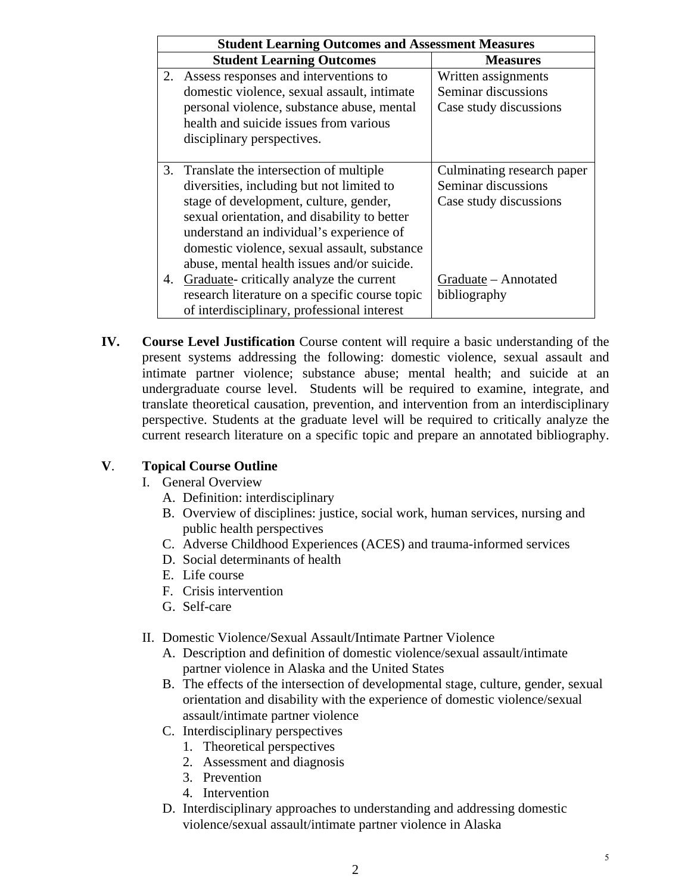| Student Learning Outcomes and Assessment Measures | |
|---|---|
| **Student Learning Outcomes** | **Measures** |
| 2. Assess responses and interventions to domestic violence, sexual assault, intimate personal violence, substance abuse, mental health and suicide issues from various disciplinary perspectives. | Written assignments<br>Seminar discussions<br>Case study discussions |
| 3. Translate the intersection of multiple diversities, including but not limited to stage of development, culture, gender, sexual orientation, and disability to better understand an individual's experience of domestic violence, sexual assault, substance abuse, mental health issues and/or suicide.<br>4. Graduate- critically analyze the current research literature on a specific course topic of interdisciplinary, professional interest | Culminating research paper<br>Seminar discussions<br>Case study discussions<br><br>Graduate – Annotated bibliography |

**IV. Course Level Justification** Course content will require a basic understanding of the present systems addressing the following: domestic violence, sexual assault and intimate partner violence; substance abuse; mental health; and suicide at an undergraduate course level. Students will be required to examine, integrate, and translate theoretical causation, prevention, and intervention from an interdisciplinary perspective. Students at the graduate level will be required to critically analyze the current research literature on a specific topic and prepare an annotated bibliography.

**V. Topical Course Outline**

I. General Overview
   A. Definition: interdisciplinary
   B. Overview of disciplines: justice, social work, human services, nursing and public health perspectives
   C. Adverse Childhood Experiences (ACES) and trauma-informed services
   D. Social determinants of health
   E. Life course
   F. Crisis intervention
   G. Self-care

II. Domestic Violence/Sexual Assault/Intimate Partner Violence
   A. Description and definition of domestic violence/sexual assault/intimate partner violence in Alaska and the United States
   B. The effects of the intersection of developmental stage, culture, gender, sexual orientation and disability with the experience of domestic violence/sexual assault/intimate partner violence
   C. Interdisciplinary perspectives
      1. Theoretical perspectives
      2. Assessment and diagnosis
      3. Prevention
      4. Intervention
   D. Interdisciplinary approaches to understanding and addressing domestic violence/sexual assault/intimate partner violence in Alaska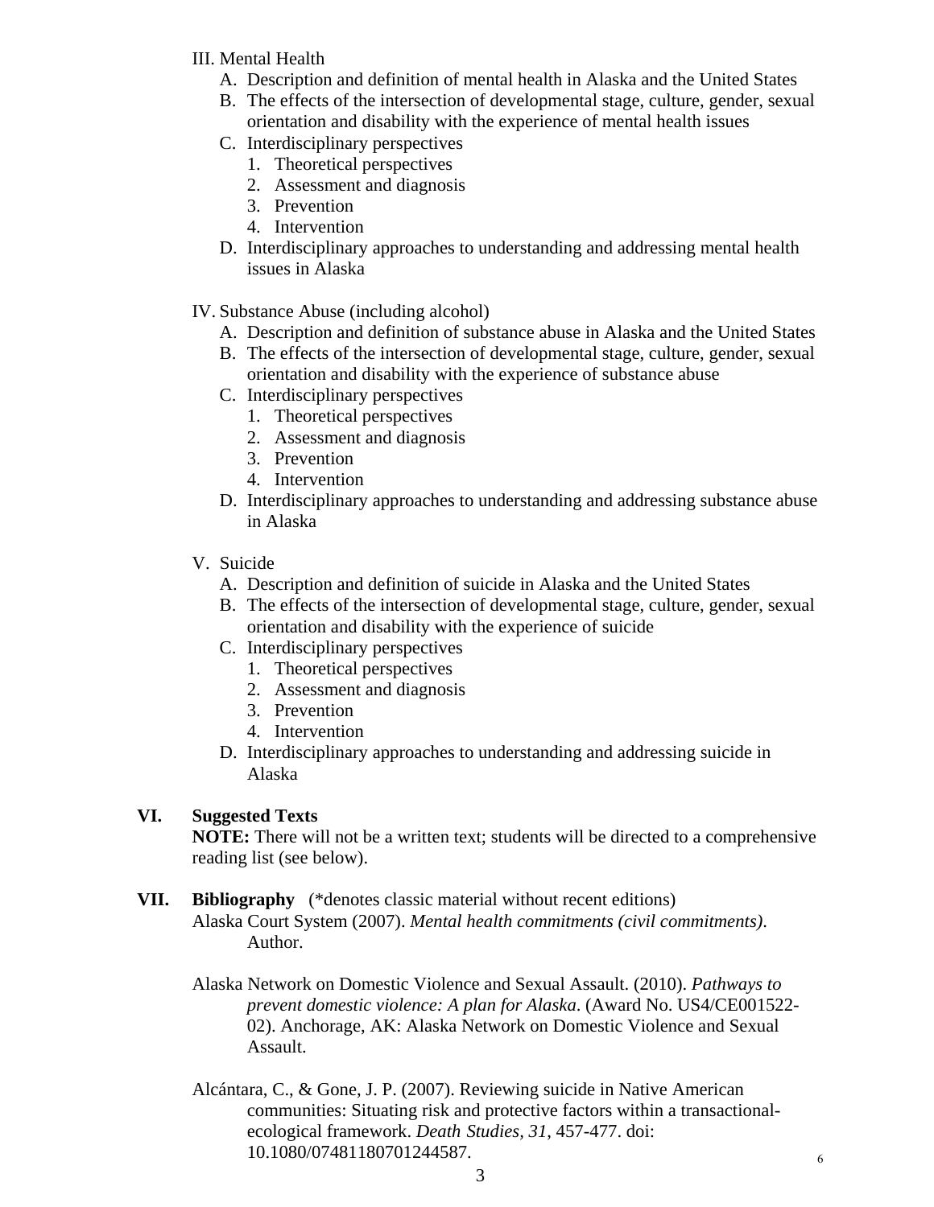III. Mental Health
   A. Description and definition of mental health in Alaska and the United States
   B. The effects of the intersection of developmental stage, culture, gender, sexual orientation and disability with the experience of mental health issues
   C. Interdisciplinary perspectives
      1. Theoretical perspectives
      2. Assessment and diagnosis
      3. Prevention
      4. Intervention
   D. Interdisciplinary approaches to understanding and addressing mental health issues in Alaska

IV. Substance Abuse (including alcohol)
   A. Description and definition of substance abuse in Alaska and the United States
   B. The effects of the intersection of developmental stage, culture, gender, sexual orientation and disability with the experience of substance abuse
   C. Interdisciplinary perspectives
      1. Theoretical perspectives
      2. Assessment and diagnosis
      3. Prevention
      4. Intervention
   D. Interdisciplinary approaches to understanding and addressing substance abuse in Alaska

V. Suicide
   A. Description and definition of suicide in Alaska and the United States
   B. The effects of the intersection of developmental stage, culture, gender, sexual orientation and disability with the experience of suicide
   C. Interdisciplinary perspectives
      1. Theoretical perspectives
      2. Assessment and diagnosis
      3. Prevention
      4. Intervention
   D. Interdisciplinary approaches to understanding and addressing suicide in Alaska

## VI. Suggested Texts

**NOTE:** There will not be a written text; students will be directed to a comprehensive reading list (see below).

## VII. Bibliography (*denotes classic material without recent editions)

Alaska Court System (2007). *Mental health commitments (civil commitments)*. Author.

Alaska Network on Domestic Violence and Sexual Assault. (2010). *Pathways to prevent domestic violence: A plan for Alaska.* (Award No. US4/CE001522-02). Anchorage, AK: Alaska Network on Domestic Violence and Sexual Assault.

Alcántara, C., & Gone, J. P. (2007). Reviewing suicide in Native American communities: Situating risk and protective factors within a transactional-ecological framework. *Death Studies, 31*, 457-477. doi: 10.1080/07481180701244587.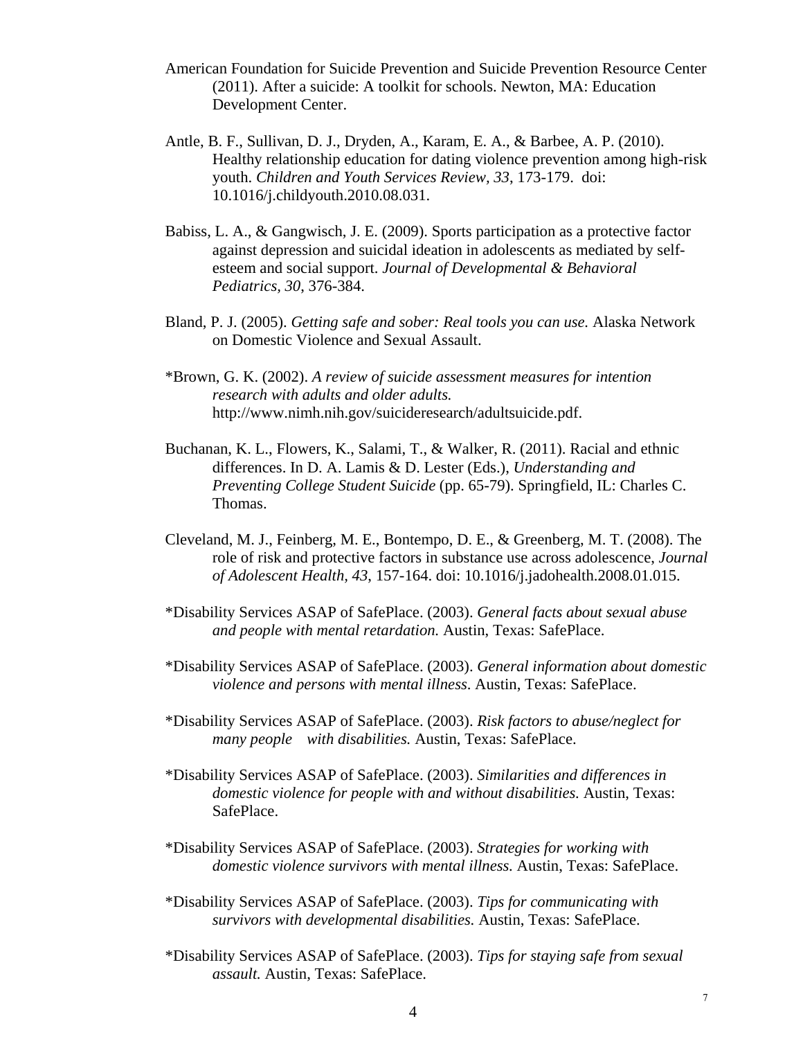American Foundation for Suicide Prevention and Suicide Prevention Resource Center (2011). After a suicide: A toolkit for schools. Newton, MA: Education Development Center.

Antle, B. F., Sullivan, D. J., Dryden, A., Karam, E. A., & Barbee, A. P. (2010). Healthy relationship education for dating violence prevention among high-risk youth. *Children and Youth Services Review, 33*, 173-179. doi: 10.1016/j.childyouth.2010.08.031.

Babiss, L. A., & Gangwisch, J. E. (2009). Sports participation as a protective factor against depression and suicidal ideation in adolescents as mediated by self-esteem and social support. *Journal of Developmental & Behavioral Pediatrics, 30*, 376-384.

Bland, P. J. (2005). *Getting safe and sober: Real tools you can use.* Alaska Network on Domestic Violence and Sexual Assault.

*Brown, G. K. (2002). *A review of suicide assessment measures for intention research with adults and older adults.* http://www.nimh.nih.gov/suicideresearch/adultsuicide.pdf.

Buchanan, K. L., Flowers, K., Salami, T., & Walker, R. (2011). Racial and ethnic differences. In D. A. Lamis & D. Lester (Eds.), *Understanding and Preventing College Student Suicide* (pp. 65-79). Springfield, IL: Charles C. Thomas.

Cleveland, M. J., Feinberg, M. E., Bontempo, D. E., & Greenberg, M. T. (2008). The role of risk and protective factors in substance use across adolescence, *Journal of Adolescent Health, 43*, 157-164. doi: 10.1016/j.jadohealth.2008.01.015.

*Disability Services ASAP of SafePlace. (2003). *General facts about sexual abuse and people with mental retardation.* Austin, Texas: SafePlace.

*Disability Services ASAP of SafePlace. (2003). *General information about domestic violence and persons with mental illness.* Austin, Texas: SafePlace.

*Disability Services ASAP of SafePlace. (2003). *Risk factors to abuse/neglect for many people with disabilities.* Austin, Texas: SafePlace.

*Disability Services ASAP of SafePlace. (2003). *Similarities and differences in domestic violence for people with and without disabilities.* Austin, Texas: SafePlace.

*Disability Services ASAP of SafePlace. (2003). *Strategies for working with domestic violence survivors with mental illness.* Austin, Texas: SafePlace.

*Disability Services ASAP of SafePlace. (2003). *Tips for communicating with survivors with developmental disabilities.* Austin, Texas: SafePlace.

*Disability Services ASAP of SafePlace. (2003). *Tips for staying safe from sexual assault.* Austin, Texas: SafePlace.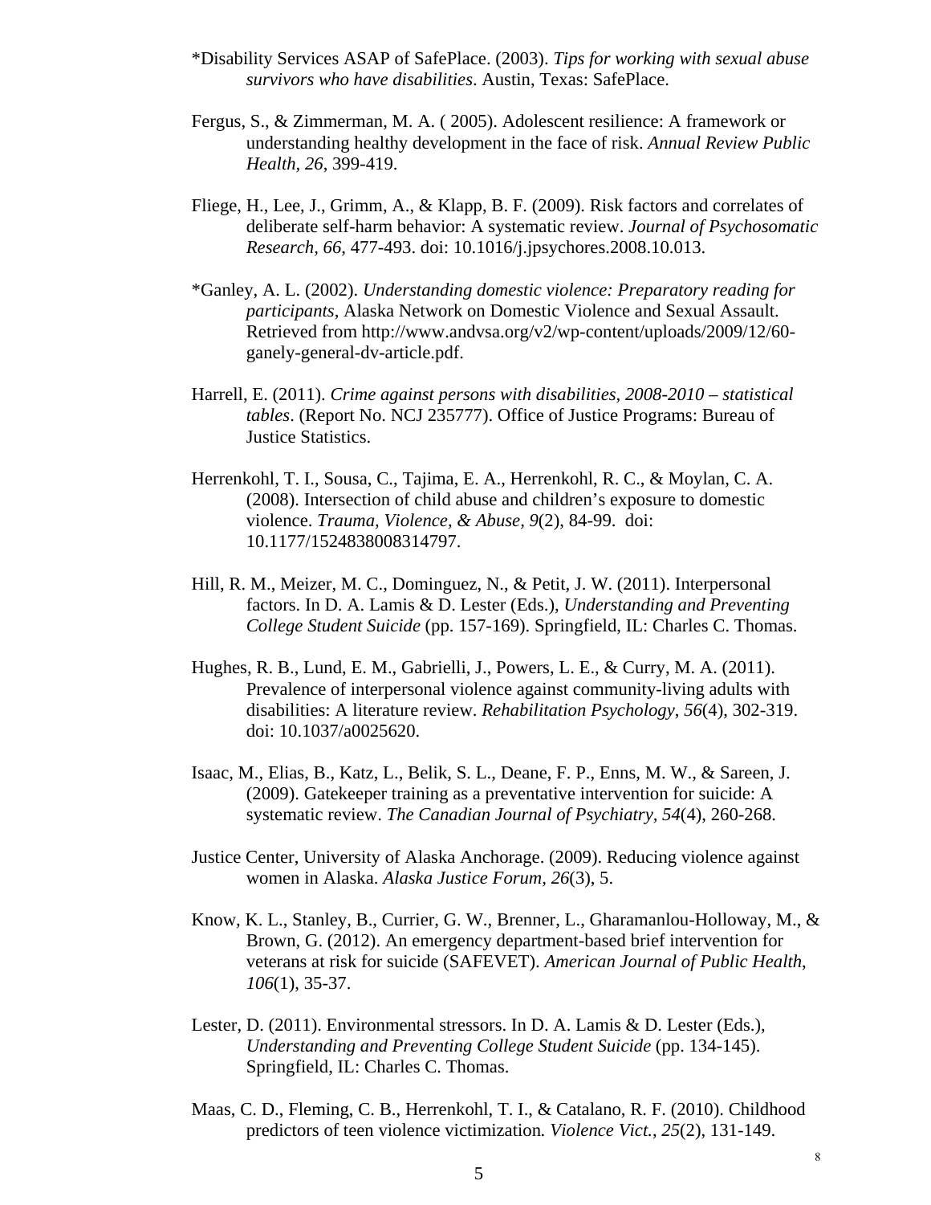*Disability Services ASAP of SafePlace. (2003). *Tips for working with sexual abuse survivors who have disabilities*. Austin, Texas: SafePlace.

Fergus, S., & Zimmerman, M. A. ( 2005). Adolescent resilience: A framework or understanding healthy development in the face of risk. *Annual Review Public Health, 26*, 399-419.

Fliege, H., Lee, J., Grimm, A., & Klapp, B. F. (2009). Risk factors and correlates of deliberate self-harm behavior: A systematic review. *Journal of Psychosomatic Research, 66*, 477-493. doi: 10.1016/j.jpsychores.2008.10.013.

*Ganley, A. L. (2002). *Understanding domestic violence: Preparatory reading for participants*, Alaska Network on Domestic Violence and Sexual Assault. Retrieved from http://www.andvsa.org/v2/wp-content/uploads/2009/12/60-ganely-general-dv-article.pdf.

Harrell, E. (2011). *Crime against persons with disabilities, 2008-2010 – statistical tables*. (Report No. NCJ 235777). Office of Justice Programs: Bureau of Justice Statistics.

Herrenkohl, T. I., Sousa, C., Tajima, E. A., Herrenkohl, R. C., & Moylan, C. A. (2008). Intersection of child abuse and children's exposure to domestic violence. *Trauma, Violence, & Abuse, 9*(2), 84-99. doi: 10.1177/1524838008314797.

Hill, R. M., Meizer, M. C., Dominguez, N., & Petit, J. W. (2011). Interpersonal factors. In D. A. Lamis & D. Lester (Eds.), *Understanding and Preventing College Student Suicide* (pp. 157-169). Springfield, IL: Charles C. Thomas.

Hughes, R. B., Lund, E. M., Gabrielli, J., Powers, L. E., & Curry, M. A. (2011). Prevalence of interpersonal violence against community-living adults with disabilities: A literature review. *Rehabilitation Psychology*, *56*(4), 302-319. doi: 10.1037/a0025620.

Isaac, M., Elias, B., Katz, L., Belik, S. L., Deane, F. P., Enns, M. W., & Sareen, J. (2009). Gatekeeper training as a preventative intervention for suicide: A systematic review. *The Canadian Journal of Psychiatry, 54*(4), 260-268.

Justice Center, University of Alaska Anchorage. (2009). Reducing violence against women in Alaska. *Alaska Justice Forum, 26*(3), 5.

Know, K. L., Stanley, B., Currier, G. W., Brenner, L., Gharamanlou-Holloway, M., & Brown, G. (2012). An emergency department-based brief intervention for veterans at risk for suicide (SAFEVET). *American Journal of Public Health*, *106*(1), 35-37.

Lester, D. (2011). Environmental stressors. In D. A. Lamis & D. Lester (Eds.), *Understanding and Preventing College Student Suicide* (pp. 134-145). Springfield, IL: Charles C. Thomas.

Maas, C. D., Fleming, C. B., Herrenkohl, T. I., & Catalano, R. F. (2010). Childhood predictors of teen violence victimization*. Violence Vict.*, *25*(2), 131-149.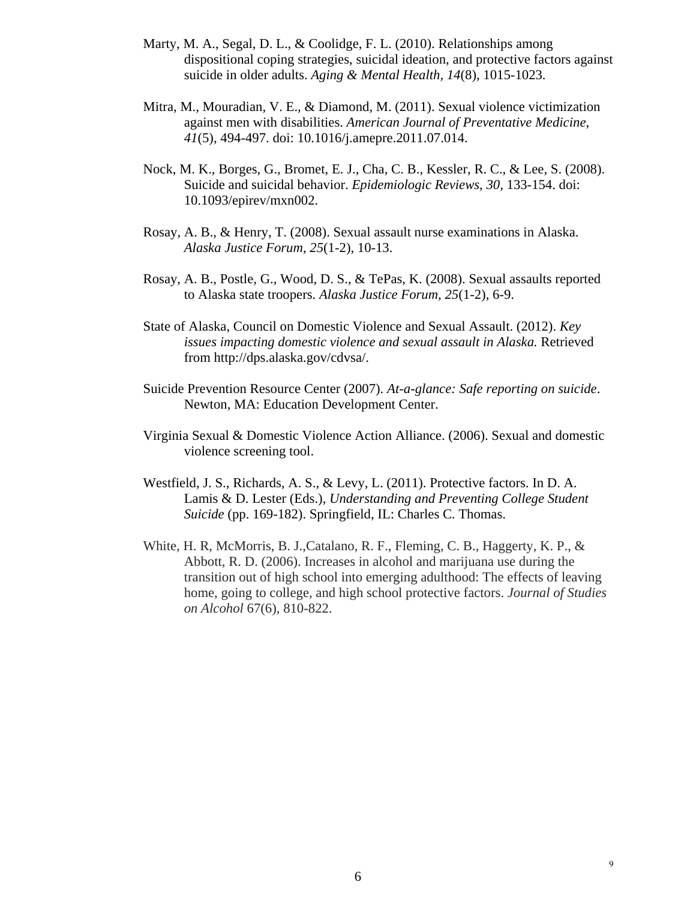Marty, M. A., Segal, D. L., & Coolidge, F. L. (2010). Relationships among dispositional coping strategies, suicidal ideation, and protective factors against suicide in older adults. *Aging & Mental Health, 14*(8), 1015-1023.

Mitra, M., Mouradian, V. E., & Diamond, M. (2011). Sexual violence victimization against men with disabilities. *American Journal of Preventative Medicine*, *41*(5), 494-497. doi: 10.1016/j.amepre.2011.07.014.

Nock, M. K., Borges, G., Bromet, E. J., Cha, C. B., Kessler, R. C., & Lee, S. (2008). Suicide and suicidal behavior. *Epidemiologic Reviews*, *30*, 133-154. doi: 10.1093/epirev/mxn002.

Rosay, A. B., & Henry, T. (2008). Sexual assault nurse examinations in Alaska. *Alaska Justice Forum*, *25*(1-2), 10-13.

Rosay, A. B., Postle, G., Wood, D. S., & TePas, K. (2008). Sexual assaults reported to Alaska state troopers. *Alaska Justice Forum, 25*(1-2), 6-9.

State of Alaska, Council on Domestic Violence and Sexual Assault. (2012). *Key issues impacting domestic violence and sexual assault in Alaska.* Retrieved from http://dps.alaska.gov/cdvsa/.

Suicide Prevention Resource Center (2007). *At-a-glance: Safe reporting on suicide*. Newton, MA: Education Development Center.

Virginia Sexual & Domestic Violence Action Alliance. (2006). Sexual and domestic violence screening tool.

Westfield, J. S., Richards, A. S., & Levy, L. (2011). Protective factors. In D. A. Lamis & D. Lester (Eds.), *Understanding and Preventing College Student Suicide* (pp. 169-182). Springfield, IL: Charles C. Thomas.

White, H. R, McMorris, B. J.,Catalano, R. F., Fleming, C. B., Haggerty, K. P., & Abbott, R. D. (2006). Increases in alcohol and marijuana use during the transition out of high school into emerging adulthood: The effects of leaving home, going to college, and high school protective factors. *Journal of Studies on Alcohol* 67(6), 810-822.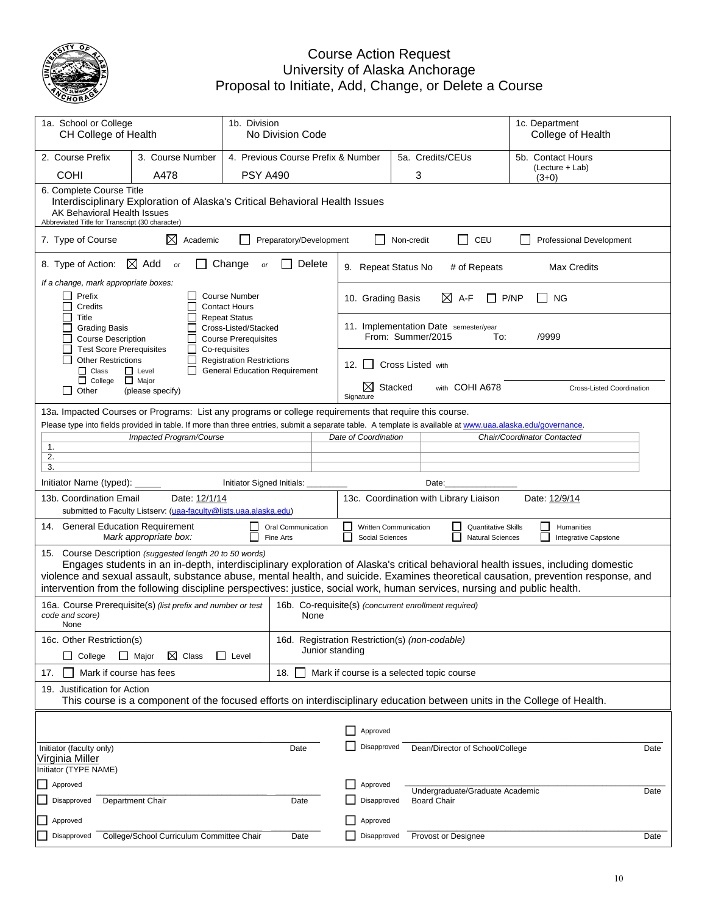# Course Action Request
## University of Alaska Anchorage
## Proposal to Initiate, Add, Change, or Delete a Course

| 1a. School or College | 1b. Division | 1c. Department |
|---|---|---|
| CH College of Health | No Division Code | College of Health |

| 2. Course Prefix | 3. Course Number | 4. Previous Course Prefix & Number | 5a. Credits/CEUs | 5b. Contact Hours (Lecture + Lab) |
|---|---|---|---|---|
| COHI | A478 | PSY A490 | 3 | (3+0) |

6. Complete Course Title
Interdisciplinary Exploration of Alaska's Critical Behavioral Health Issues
AK Behavioral Health Issues
Abbreviated Title for Transcript (30 character)

7. Type of Course: ☒ Academic ☐ Preparatory/Development ☐ Non-credit ☐ CEU ☐ Professional Development

8. Type of Action: ☒ Add *or* ☐ Change *or* ☐ Delete

*If a change, mark appropriate boxes:*
☐ Prefix ☐ Credits ☐ Title ☐ Grading Basis ☐ Course Description ☐ Test Score Prerequisites ☐ Other Restrictions (☐ Class ☐ Level ☐ College ☐ Major) ☐ Other (please specify)
☐ Course Number ☐ Contact Hours ☐ Repeat Status ☐ Cross-Listed/Stacked ☐ Course Prerequisites ☐ Co-requisites ☐ Registration Restrictions ☐ General Education Requirement

9. Repeat Status No # of Repeats Max Credits

10. Grading Basis ☒ A-F ☐ P/NP ☐ NG

11. Implementation Date semester/year
From: Summer/2015 To: /9999

12. ☐ Cross Listed with
☒ Stacked with COHI A678
Signature Cross-Listed Coordination

13a. Impacted Courses or Programs: List any programs or college requirements that require this course.
Please type into fields provided in table. If more than three entries, submit a separate table. A template is available at www.uaa.alaska.edu/governance.

| Impacted Program/Course | Date of Coordination | Chair/Coordinator Contacted |
|---|---|---|
| 1. | | |
| 2. | | |
| 3. | | |

Initiator Name (typed): _____ Initiator Signed Initials: _________ Date:_______________

13b. Coordination Email Date: 12/1/14
submitted to Faculty Listserv: (uaa-faculty@lists.uaa.alaska.edu)

13c. Coordination with Library Liaison Date: 12/9/14

14. General Education Requirement *Mark appropriate box:*
☐ Oral Communication ☐ Written Communication ☐ Quantitative Skills ☐ Humanities ☐ Fine Arts ☐ Social Sciences ☐ Natural Sciences ☐ Integrative Capstone

15. Course Description *(suggested length 20 to 50 words)*
Engages students in an in-depth, interdisciplinary exploration of Alaska's critical behavioral health issues, including domestic violence and sexual assault, substance abuse, mental health, and suicide. Examines theoretical causation, prevention response, and intervention from the following discipline perspectives: justice, social work, human services, nursing and public health.

16a. Course Prerequisite(s) *(list prefix and number or test code and score)*
None

16b. Co-requisite(s) *(concurrent enrollment required)*
None

16c. Other Restriction(s)
☐ College ☐ Major ☒ Class ☐ Level

16d. Registration Restriction(s) *(non-codable)*
Junior standing

17. ☐ Mark if course has fees

18. ☐ Mark if course is a selected topic course

19. Justification for Action
This course is a component of the focused efforts on interdisciplinary education between units in the College of Health.

| | | | |
|---|---|---|---|
| Initiator (faculty only) | Date | ☐ Approved ☐ Disapproved Dean/Director of School/College | Date |
| Virginia Miller<br>Initiator (TYPE NAME) | | | |
| ☐ Approved ☐ Disapproved Department Chair | Date | ☐ Approved ☐ Disapproved Undergraduate/Graduate Academic Board Chair | Date |
| ☐ Approved ☐ Disapproved College/School Curriculum Committee Chair | Date | ☐ Approved ☐ Disapproved Provost or Designee | Date |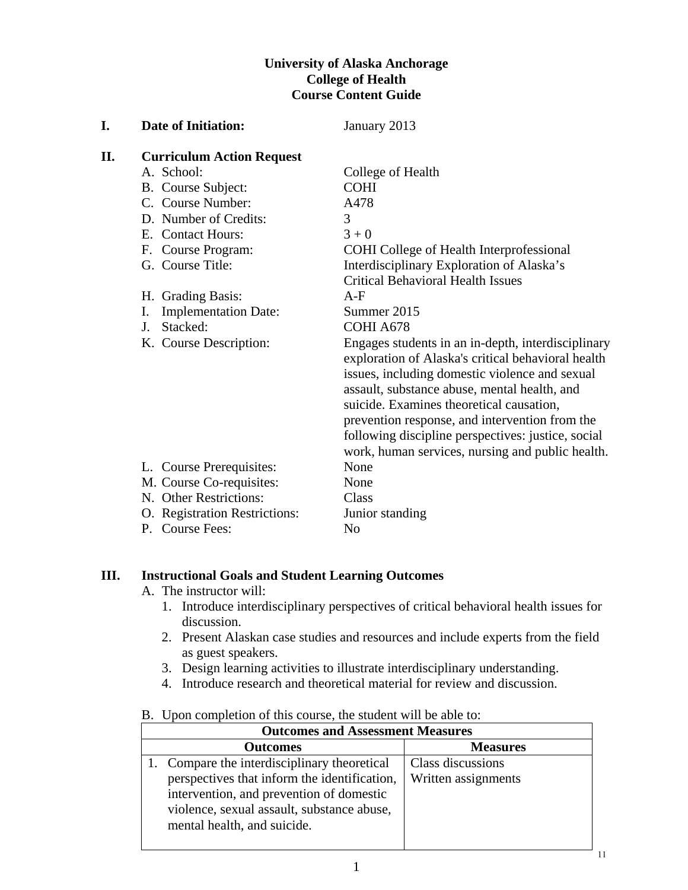**University of Alaska Anchorage**
**College of Health**
**Course Content Guide**

**I. Date of Initiation:** January 2013

**II. Curriculum Action Request**

A. School: College of Health
B. Course Subject: COHI
C. Course Number: A478
D. Number of Credits: 3
E. Contact Hours: 3 + 0
F. Course Program: COHI College of Health Interprofessional
G. Course Title: Interdisciplinary Exploration of Alaska's Critical Behavioral Health Issues
H. Grading Basis: A-F
I. Implementation Date: Summer 2015
J. Stacked: COHI A678
K. Course Description: Engages students in an in-depth, interdisciplinary exploration of Alaska's critical behavioral health issues, including domestic violence and sexual assault, substance abuse, mental health, and suicide. Examines theoretical causation, prevention response, and intervention from the following discipline perspectives: justice, social work, human services, nursing and public health.
L. Course Prerequisites: None
M. Course Co-requisites: None
N. Other Restrictions: Class
O. Registration Restrictions: Junior standing
P. Course Fees: No

**III. Instructional Goals and Student Learning Outcomes**

A. The instructor will:
1. Introduce interdisciplinary perspectives of critical behavioral health issues for discussion.
2. Present Alaskan case studies and resources and include experts from the field as guest speakers.
3. Design learning activities to illustrate interdisciplinary understanding.
4. Introduce research and theoretical material for review and discussion.

B. Upon completion of this course, the student will be able to:

| **Outcomes and Assessment Measures** | |
|---|---|
| **Outcomes** | **Measures** |
| 1. Compare the interdisciplinary theoretical perspectives that inform the identification, intervention, and prevention of domestic violence, sexual assault, substance abuse, mental health, and suicide. | Class discussions<br>Written assignments |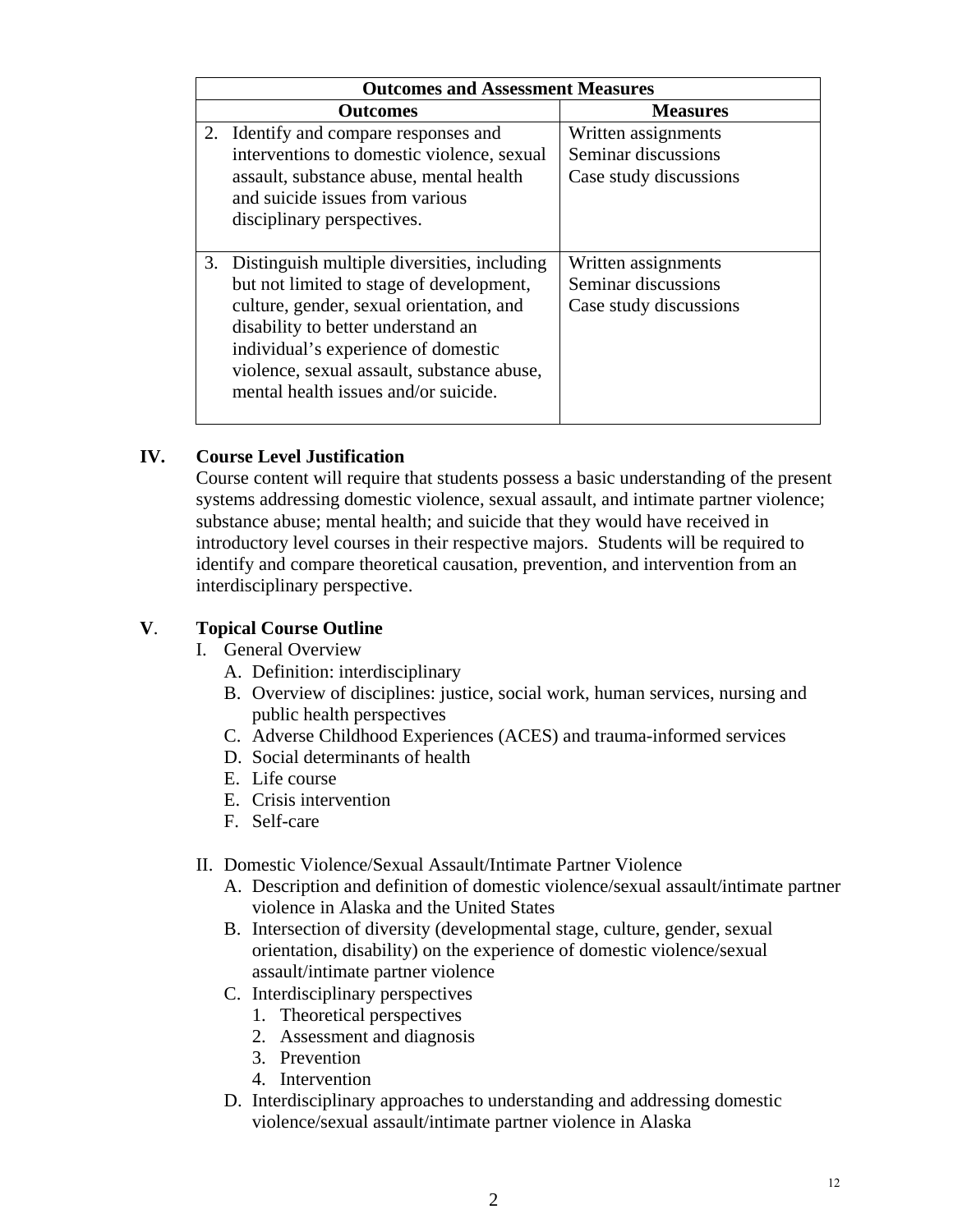| Outcomes and Assessment Measures | |
|---|---|
| **Outcomes** | **Measures** |
| 2. Identify and compare responses and interventions to domestic violence, sexual assault, substance abuse, mental health and suicide issues from various disciplinary perspectives. | Written assignments<br>Seminar discussions<br>Case study discussions |
| 3. Distinguish multiple diversities, including but not limited to stage of development, culture, gender, sexual orientation, and disability to better understand an individual's experience of domestic violence, sexual assault, substance abuse, mental health issues and/or suicide. | Written assignments<br>Seminar discussions<br>Case study discussions |

## IV. Course Level Justification

Course content will require that students possess a basic understanding of the present systems addressing domestic violence, sexual assault, and intimate partner violence; substance abuse; mental health; and suicide that they would have received in introductory level courses in their respective majors. Students will be required to identify and compare theoretical causation, prevention, and intervention from an interdisciplinary perspective.

## V. Topical Course Outline

I. General Overview
   - A. Definition: interdisciplinary
   - B. Overview of disciplines: justice, social work, human services, nursing and public health perspectives
   - C. Adverse Childhood Experiences (ACES) and trauma-informed services
   - D. Social determinants of health
   - E. Life course
   - E. Crisis intervention
   - F. Self-care

II. Domestic Violence/Sexual Assault/Intimate Partner Violence
   - A. Description and definition of domestic violence/sexual assault/intimate partner violence in Alaska and the United States
   - B. Intersection of diversity (developmental stage, culture, gender, sexual orientation, disability) on the experience of domestic violence/sexual assault/intimate partner violence
   - C. Interdisciplinary perspectives
     1. Theoretical perspectives
     2. Assessment and diagnosis
     3. Prevention
     4. Intervention
   - D. Interdisciplinary approaches to understanding and addressing domestic violence/sexual assault/intimate partner violence in Alaska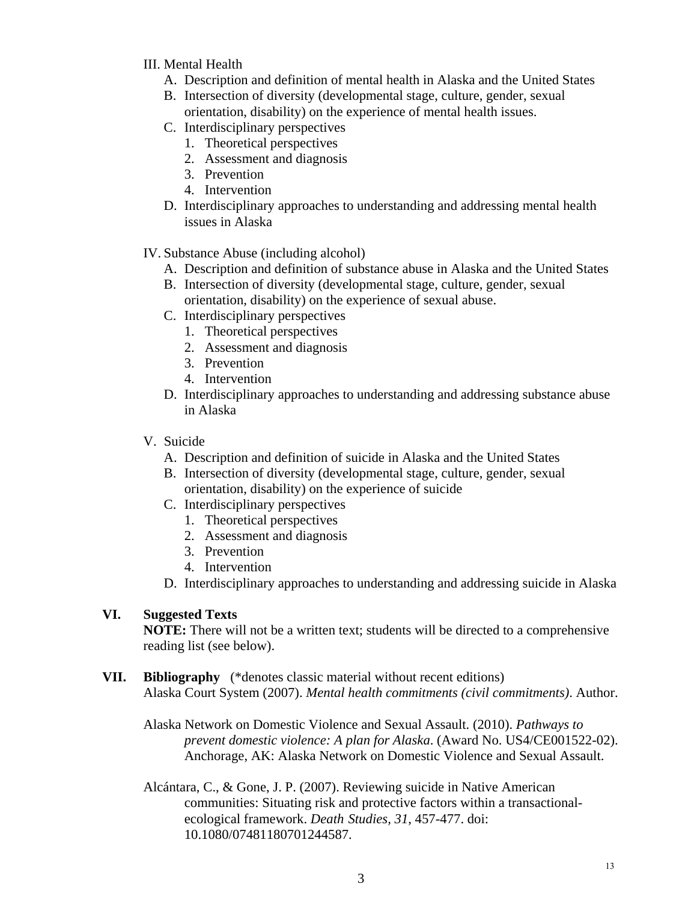III. Mental Health
   A. Description and definition of mental health in Alaska and the United States
   B. Intersection of diversity (developmental stage, culture, gender, sexual orientation, disability) on the experience of mental health issues.
   C. Interdisciplinary perspectives
      1. Theoretical perspectives
      2. Assessment and diagnosis
      3. Prevention
      4. Intervention
   D. Interdisciplinary approaches to understanding and addressing mental health issues in Alaska

IV. Substance Abuse (including alcohol)
   A. Description and definition of substance abuse in Alaska and the United States
   B. Intersection of diversity (developmental stage, culture, gender, sexual orientation, disability) on the experience of sexual abuse.
   C. Interdisciplinary perspectives
      1. Theoretical perspectives
      2. Assessment and diagnosis
      3. Prevention
      4. Intervention
   D. Interdisciplinary approaches to understanding and addressing substance abuse in Alaska

V. Suicide
   A. Description and definition of suicide in Alaska and the United States
   B. Intersection of diversity (developmental stage, culture, gender, sexual orientation, disability) on the experience of suicide
   C. Interdisciplinary perspectives
      1. Theoretical perspectives
      2. Assessment and diagnosis
      3. Prevention
      4. Intervention
   D. Interdisciplinary approaches to understanding and addressing suicide in Alaska

## VI. Suggested Texts

**NOTE:** There will not be a written text; students will be directed to a comprehensive reading list (see below).

## VII. Bibliography (*denotes classic material without recent editions)

Alaska Court System (2007). *Mental health commitments (civil commitments)*. Author.

Alaska Network on Domestic Violence and Sexual Assault. (2010). *Pathways to prevent domestic violence: A plan for Alaska*. (Award No. US4/CE001522-02). Anchorage, AK: Alaska Network on Domestic Violence and Sexual Assault.

Alcántara, C., & Gone, J. P. (2007). Reviewing suicide in Native American communities: Situating risk and protective factors within a transactional-ecological framework. *Death Studies*, *31*, 457-477. doi: 10.1080/07481180701244587.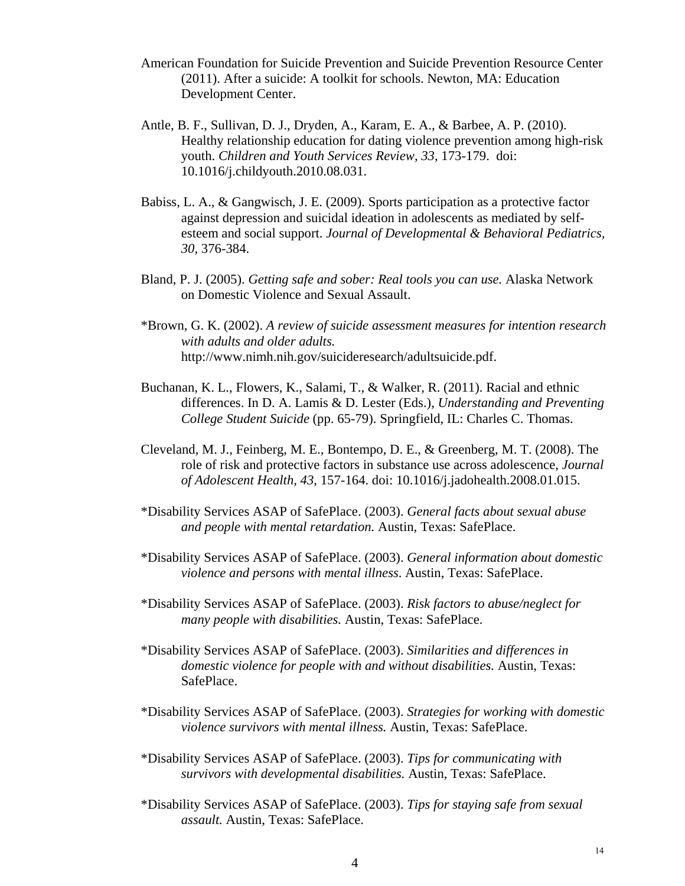American Foundation for Suicide Prevention and Suicide Prevention Resource Center (2011). After a suicide: A toolkit for schools. Newton, MA: Education Development Center.

Antle, B. F., Sullivan, D. J., Dryden, A., Karam, E. A., & Barbee, A. P. (2010). Healthy relationship education for dating violence prevention among high-risk youth. *Children and Youth Services Review, 33*, 173-179. doi: 10.1016/j.childyouth.2010.08.031.

Babiss, L. A., & Gangwisch, J. E. (2009). Sports participation as a protective factor against depression and suicidal ideation in adolescents as mediated by self-esteem and social support. *Journal of Developmental & Behavioral Pediatrics, 30*, 376-384.

Bland, P. J. (2005). *Getting safe and sober: Real tools you can use.* Alaska Network on Domestic Violence and Sexual Assault.

*Brown, G. K. (2002). *A review of suicide assessment measures for intention research with adults and older adults.* http://www.nimh.nih.gov/suicideresearch/adultsuicide.pdf.

Buchanan, K. L., Flowers, K., Salami, T., & Walker, R. (2011). Racial and ethnic differences. In D. A. Lamis & D. Lester (Eds.), *Understanding and Preventing College Student Suicide* (pp. 65-79). Springfield, IL: Charles C. Thomas.

Cleveland, M. J., Feinberg, M. E., Bontempo, D. E., & Greenberg, M. T. (2008). The role of risk and protective factors in substance use across adolescence, *Journal of Adolescent Health, 43*, 157-164. doi: 10.1016/j.jadohealth.2008.01.015.

*Disability Services ASAP of SafePlace. (2003). *General facts about sexual abuse and people with mental retardation.* Austin, Texas: SafePlace.

*Disability Services ASAP of SafePlace. (2003). *General information about domestic violence and persons with mental illness*. Austin, Texas: SafePlace.

*Disability Services ASAP of SafePlace. (2003). *Risk factors to abuse/neglect for many people with disabilities.* Austin, Texas: SafePlace.

*Disability Services ASAP of SafePlace. (2003). *Similarities and differences in domestic violence for people with and without disabilities.* Austin, Texas: SafePlace.

*Disability Services ASAP of SafePlace. (2003). *Strategies for working with domestic violence survivors with mental illness.* Austin, Texas: SafePlace.

*Disability Services ASAP of SafePlace. (2003). *Tips for communicating with survivors with developmental disabilities.* Austin, Texas: SafePlace.

*Disability Services ASAP of SafePlace. (2003). *Tips for staying safe from sexual assault.* Austin, Texas: SafePlace.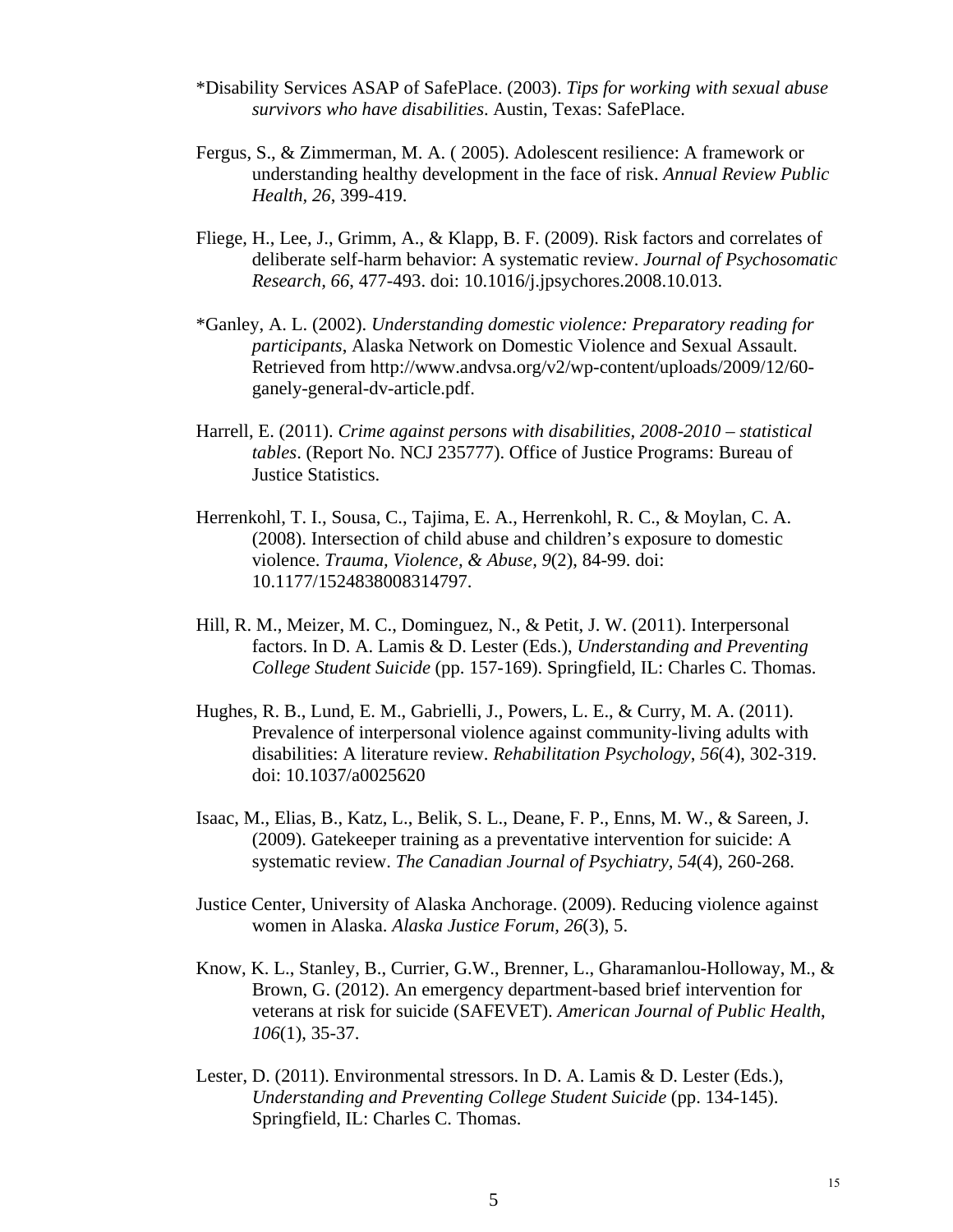*Disability Services ASAP of SafePlace. (2003). *Tips for working with sexual abuse survivors who have disabilities*. Austin, Texas: SafePlace.

Fergus, S., & Zimmerman, M. A. ( 2005). Adolescent resilience: A framework or understanding healthy development in the face of risk. *Annual Review Public Health, 26*, 399-419.

Fliege, H., Lee, J., Grimm, A., & Klapp, B. F. (2009). Risk factors and correlates of deliberate self-harm behavior: A systematic review. *Journal of Psychosomatic Research, 66*, 477-493. doi: 10.1016/j.jpsychores.2008.10.013.

*Ganley, A. L. (2002). *Understanding domestic violence: Preparatory reading for participants*, Alaska Network on Domestic Violence and Sexual Assault. Retrieved from http://www.andvsa.org/v2/wp-content/uploads/2009/12/60-ganely-general-dv-article.pdf.

Harrell, E. (2011). *Crime against persons with disabilities, 2008-2010 – statistical tables*. (Report No. NCJ 235777). Office of Justice Programs: Bureau of Justice Statistics.

Herrenkohl, T. I., Sousa, C., Tajima, E. A., Herrenkohl, R. C., & Moylan, C. A. (2008). Intersection of child abuse and children's exposure to domestic violence. *Trauma, Violence, & Abuse, 9*(2), 84-99. doi: 10.1177/1524838008314797.

Hill, R. M., Meizer, M. C., Dominguez, N., & Petit, J. W. (2011). Interpersonal factors. In D. A. Lamis & D. Lester (Eds.), *Understanding and Preventing College Student Suicide* (pp. 157-169). Springfield, IL: Charles C. Thomas.

Hughes, R. B., Lund, E. M., Gabrielli, J., Powers, L. E., & Curry, M. A. (2011). Prevalence of interpersonal violence against community-living adults with disabilities: A literature review. *Rehabilitation Psychology, 56*(4), 302-319. doi: 10.1037/a0025620

Isaac, M., Elias, B., Katz, L., Belik, S. L., Deane, F. P., Enns, M. W., & Sareen, J. (2009). Gatekeeper training as a preventative intervention for suicide: A systematic review. *The Canadian Journal of Psychiatry, 54*(4), 260-268.

Justice Center, University of Alaska Anchorage. (2009). Reducing violence against women in Alaska. *Alaska Justice Forum, 26*(3), 5.

Know, K. L., Stanley, B., Currier, G.W., Brenner, L., Gharamanlou-Holloway, M., & Brown, G. (2012). An emergency department-based brief intervention for veterans at risk for suicide (SAFEVET). *American Journal of Public Health, 106*(1), 35-37.

Lester, D. (2011). Environmental stressors. In D. A. Lamis & D. Lester (Eds.), *Understanding and Preventing College Student Suicide* (pp. 134-145). Springfield, IL: Charles C. Thomas.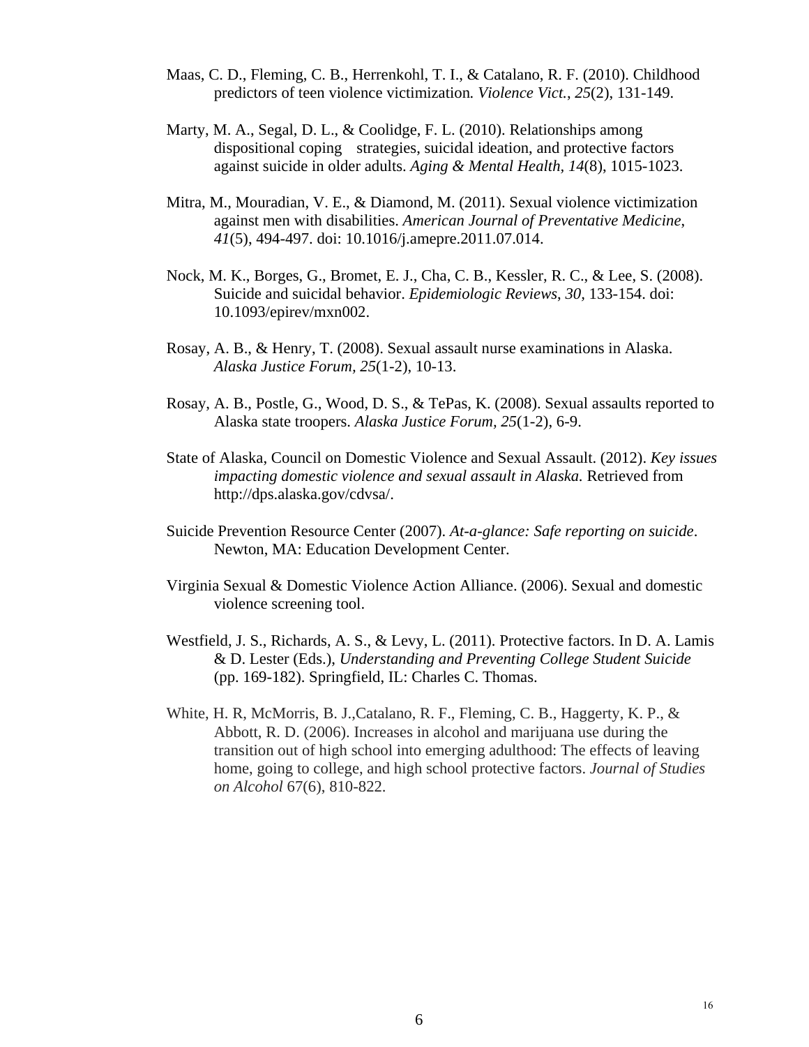Maas, C. D., Fleming, C. B., Herrenkohl, T. I., & Catalano, R. F. (2010). Childhood predictors of teen violence victimization. *Violence Vict.*, *25*(2), 131-149.

Marty, M. A., Segal, D. L., & Coolidge, F. L. (2010). Relationships among dispositional coping strategies, suicidal ideation, and protective factors against suicide in older adults. *Aging & Mental Health*, *14*(8), 1015-1023.

Mitra, M., Mouradian, V. E., & Diamond, M. (2011). Sexual violence victimization against men with disabilities. *American Journal of Preventative Medicine*, *41*(5), 494-497. doi: 10.1016/j.amepre.2011.07.014.

Nock, M. K., Borges, G., Bromet, E. J., Cha, C. B., Kessler, R. C., & Lee, S. (2008). Suicide and suicidal behavior. *Epidemiologic Reviews*, *30*, 133-154. doi: 10.1093/epirev/mxn002.

Rosay, A. B., & Henry, T. (2008). Sexual assault nurse examinations in Alaska. *Alaska Justice Forum*, *25*(1-2), 10-13.

Rosay, A. B., Postle, G., Wood, D. S., & TePas, K. (2008). Sexual assaults reported to Alaska state troopers. *Alaska Justice Forum*, *25*(1-2), 6-9.

State of Alaska, Council on Domestic Violence and Sexual Assault. (2012). *Key issues impacting domestic violence and sexual assault in Alaska.* Retrieved from http://dps.alaska.gov/cdvsa/.

Suicide Prevention Resource Center (2007). *At-a-glance: Safe reporting on suicide*. Newton, MA: Education Development Center.

Virginia Sexual & Domestic Violence Action Alliance. (2006). Sexual and domestic violence screening tool.

Westfield, J. S., Richards, A. S., & Levy, L. (2011). Protective factors. In D. A. Lamis & D. Lester (Eds.), *Understanding and Preventing College Student Suicide* (pp. 169-182). Springfield, IL: Charles C. Thomas.

White, H. R, McMorris, B. J.,Catalano, R. F., Fleming, C. B., Haggerty, K. P., & Abbott, R. D. (2006). Increases in alcohol and marijuana use during the transition out of high school into emerging adulthood: The effects of leaving home, going to college, and high school protective factors. *Journal of Studies on Alcohol* 67(6), 810-822.